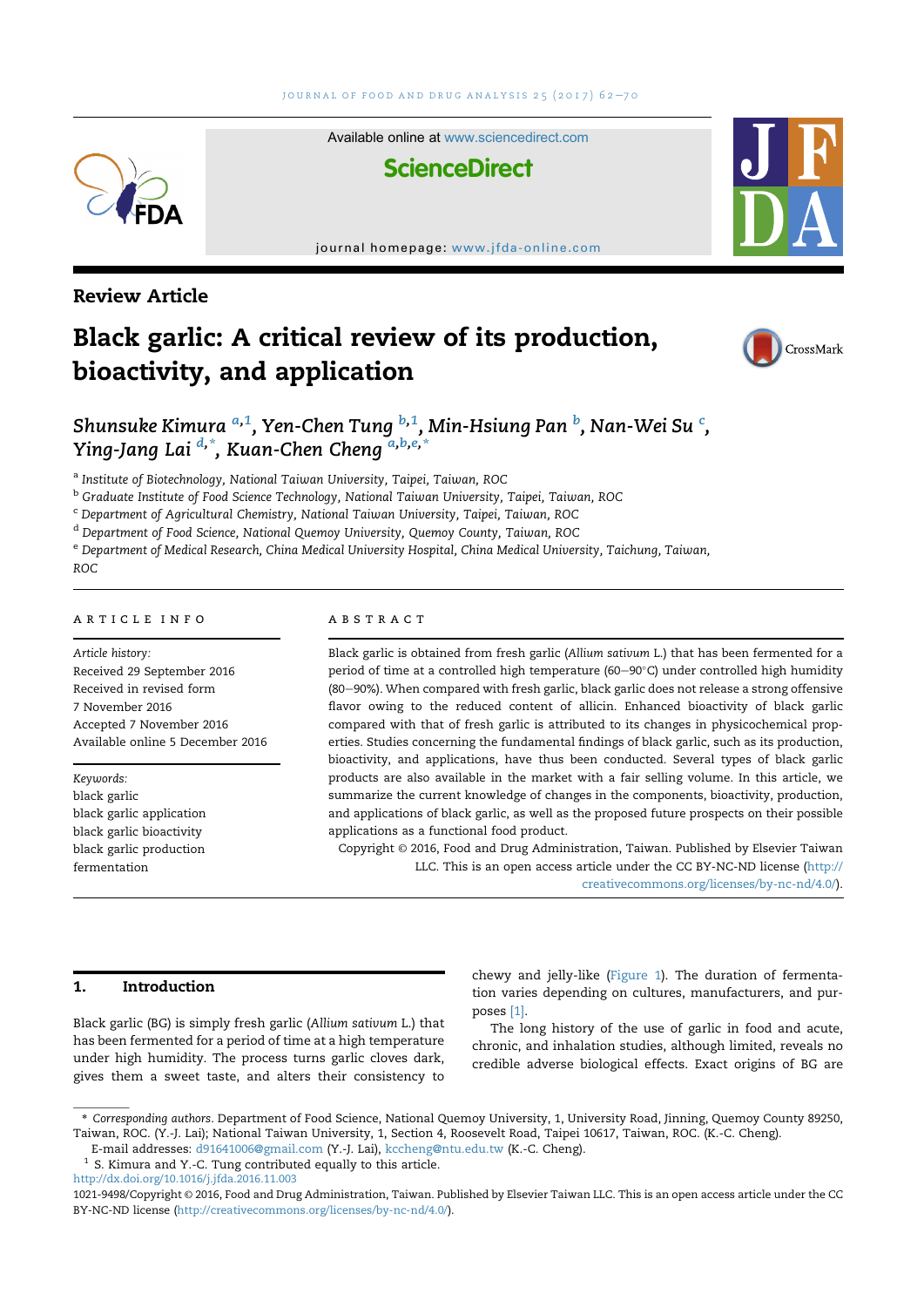Review Article

# Black garlic: A critical review of its production, bioactivity, and application

*Shunsuke Kimura* [a,1], *Yen-Chen Tung* [b,1], *Min-Hsiung Pan* [b], *Nan-Wei Su* [c], *Ying-Jang Lai* [d,*], *Kuan-Chen Cheng* [a,b,e,*]

[a] *Institute of Biotechnology, National Taiwan University, Taipei, Taiwan, ROC*
[b] *Graduate Institute of Food Science Technology, National Taiwan University, Taipei, Taiwan, ROC*
[c] *Department of Agricultural Chemistry, National Taiwan University, Taipei, Taiwan, ROC*
[d] *Department of Food Science, National Quemoy University, Quemoy County, Taiwan, ROC*
[e] *Department of Medical Research, China Medical University Hospital, China Medical University, Taichung, Taiwan, ROC*

## ARTICLE INFO

*Article history:*
Received 29 September 2016
Received in revised form
7 November 2016
Accepted 7 November 2016
Available online 5 December 2016

*Keywords:*
black garlic
black garlic application
black garlic bioactivity
black garlic production
fermentation

## ABSTRACT

Black garlic is obtained from fresh garlic (*Allium sativum* L.) that has been fermented for a period of time at a controlled high temperature (60–90°C) under controlled high humidity (80–90%). When compared with fresh garlic, black garlic does not release a strong offensive flavor owing to the reduced content of allicin. Enhanced bioactivity of black garlic compared with that of fresh garlic is attributed to its changes in physicochemical properties. Studies concerning the fundamental findings of black garlic, such as its production, bioactivity, and applications, have thus been conducted. Several types of black garlic products are also available in the market with a fair selling volume. In this article, we summarize the current knowledge of changes in the components, bioactivity, production, and applications of black garlic, as well as the proposed future prospects on their possible applications as a functional food product.

Copyright © 2016, Food and Drug Administration, Taiwan. Published by Elsevier Taiwan LLC. This is an open access article under the CC BY-NC-ND license (http://creativecommons.org/licenses/by-nc-nd/4.0/).

## 1. Introduction

Black garlic (BG) is simply fresh garlic (*Allium sativum* L.) that has been fermented for a period of time at a high temperature under high humidity. The process turns garlic cloves dark, gives them a sweet taste, and alters their consistency to chewy and jelly-like (Figure 1). The duration of fermentation varies depending on cultures, manufacturers, and purposes [1].

The long history of the use of garlic in food and acute, chronic, and inhalation studies, although limited, reveals no credible adverse biological effects. Exact origins of BG are

\* *Corresponding authors.* Department of Food Science, National Quemoy University, 1, University Road, Jinning, Quemoy County 89250, Taiwan, ROC. (Y.-J. Lai); National Taiwan University, 1, Section 4, Roosevelt Road, Taipei 10617, Taiwan, ROC. (K.-C. Cheng).
E-mail addresses: d91641006@gmail.com (Y.-J. Lai), kccheng@ntu.edu.tw (K.-C. Cheng).
[1] S. Kimura and Y.-C. Tung contributed equally to this article.
http://dx.doi.org/10.1016/j.jfda.2016.11.003
1021-9498/Copyright © 2016, Food and Drug Administration, Taiwan. Published by Elsevier Taiwan LLC. This is an open access article under the CC BY-NC-ND license (http://creativecommons.org/licenses/by-nc-nd/4.0/).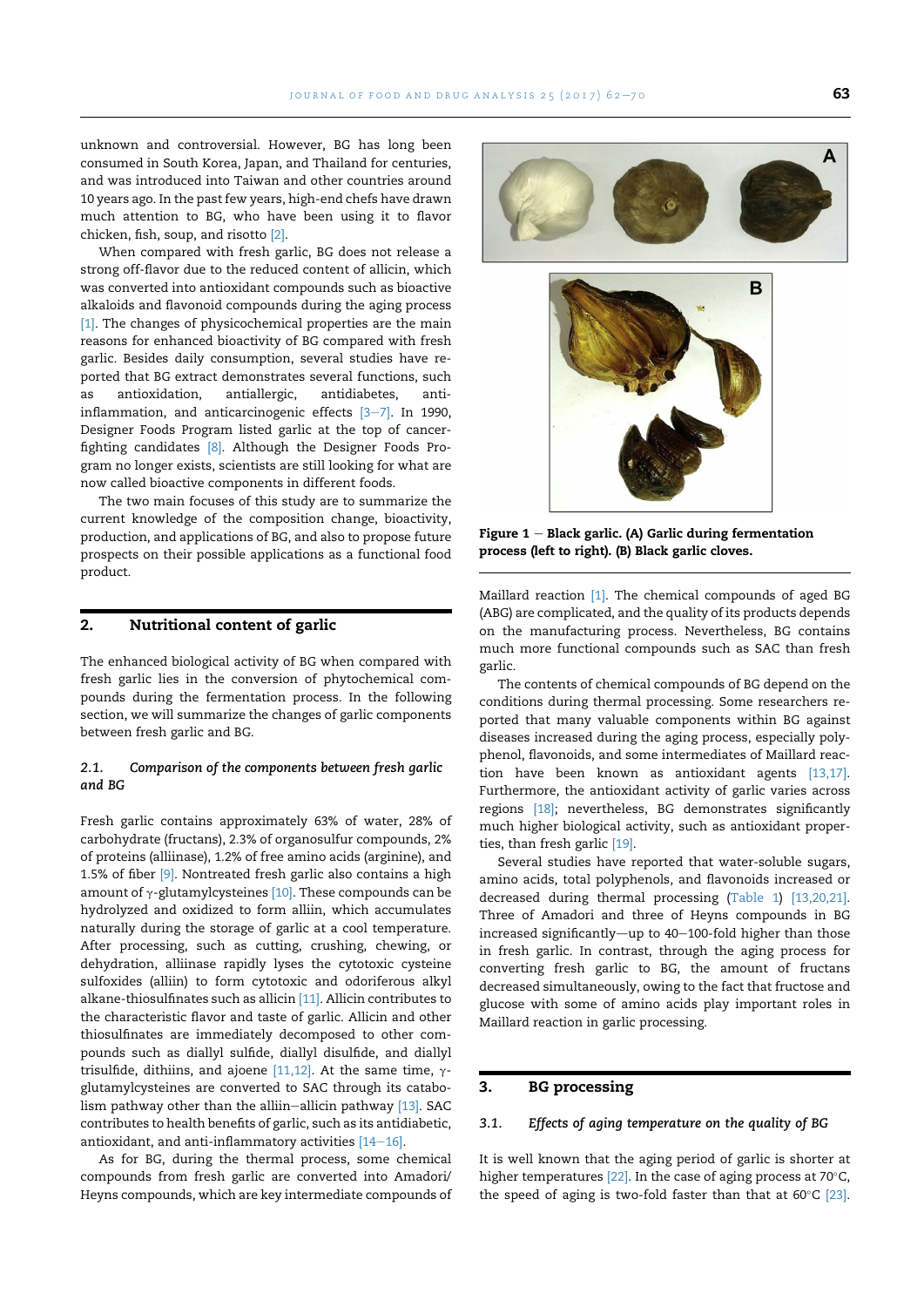unknown and controversial. However, BG has long been consumed in South Korea, Japan, and Thailand for centuries, and was introduced into Taiwan and other countries around 10 years ago. In the past few years, high-end chefs have drawn much attention to BG, who have been using it to flavor chicken, fish, soup, and risotto [2].

When compared with fresh garlic, BG does not release a strong off-flavor due to the reduced content of allicin, which was converted into antioxidant compounds such as bioactive alkaloids and flavonoid compounds during the aging process [1]. The changes of physicochemical properties are the main reasons for enhanced bioactivity of BG compared with fresh garlic. Besides daily consumption, several studies have reported that BG extract demonstrates several functions, such as antioxidation, antiallergic, antidiabetes, anti-inflammation, and anticarcinogenic effects [3–7]. In 1990, Designer Foods Program listed garlic at the top of cancer-fighting candidates [8]. Although the Designer Foods Program no longer exists, scientists are still looking for what are now called bioactive components in different foods.

The two main focuses of this study are to summarize the current knowledge of the composition change, bioactivity, production, and applications of BG, and also to propose future prospects on their possible applications as a functional food product.

## 2. Nutritional content of garlic

The enhanced biological activity of BG when compared with fresh garlic lies in the conversion of phytochemical compounds during the fermentation process. In the following section, we will summarize the changes of garlic components between fresh garlic and BG.

### 2.1. *Comparison of the components between fresh garlic and BG*

Fresh garlic contains approximately 63% of water, 28% of carbohydrate (fructans), 2.3% of organosulfur compounds, 2% of proteins (alliinase), 1.2% of free amino acids (arginine), and 1.5% of fiber [9]. Nontreated fresh garlic also contains a high amount of γ-glutamylcysteines [10]. These compounds can be hydrolyzed and oxidized to form alliin, which accumulates naturally during the storage of garlic at a cool temperature. After processing, such as cutting, crushing, chewing, or dehydration, alliinase rapidly lyses the cytotoxic cysteine sulfoxides (alliin) to form cytotoxic and odoriferous alkyl alkane-thiosulfinates such as allicin [11]. Allicin contributes to the characteristic flavor and taste of garlic. Allicin and other thiosulfinates are immediately decomposed to other compounds such as diallyl sulfide, diallyl disulfide, and diallyl trisulfide, dithiins, and ajoene [11,12]. At the same time, γ-glutamylcysteines are converted to SAC through its catabolism pathway other than the alliin–allicin pathway [13]. SAC contributes to health benefits of garlic, such as its antidiabetic, antioxidant, and anti-inflammatory activities [14–16].

As for BG, during the thermal process, some chemical compounds from fresh garlic are converted into Amadori/Heyns compounds, which are key intermediate compounds of Maillard reaction [1]. The chemical compounds of aged BG (ABG) are complicated, and the quality of its products depends on the manufacturing process. Nevertheless, BG contains much more functional compounds such as SAC than fresh garlic.

**Figure 1 – Black garlic. (A) Garlic during fermentation process (left to right). (B) Black garlic cloves.**

The contents of chemical compounds of BG depend on the conditions during thermal processing. Some researchers reported that many valuable components within BG against diseases increased during the aging process, especially polyphenol, flavonoids, and some intermediates of Maillard reaction have been known as antioxidant agents [13,17]. Furthermore, the antioxidant activity of garlic varies across regions [18]; nevertheless, BG demonstrates significantly much higher biological activity, such as antioxidant properties, than fresh garlic [19].

Several studies have reported that water-soluble sugars, amino acids, total polyphenols, and flavonoids increased or decreased during thermal processing (Table 1) [13,20,21]. Three of Amadori and three of Heyns compounds in BG increased significantly—up to 40–100-fold higher than those in fresh garlic. In contrast, through the aging process for converting fresh garlic to BG, the amount of fructans decreased simultaneously, owing to the fact that fructose and glucose with some of amino acids play important roles in Maillard reaction in garlic processing.

## 3. BG processing

### 3.1. *Effects of aging temperature on the quality of BG*

It is well known that the aging period of garlic is shorter at higher temperatures [22]. In the case of aging process at 70°C, the speed of aging is two-fold faster than that at 60°C [23].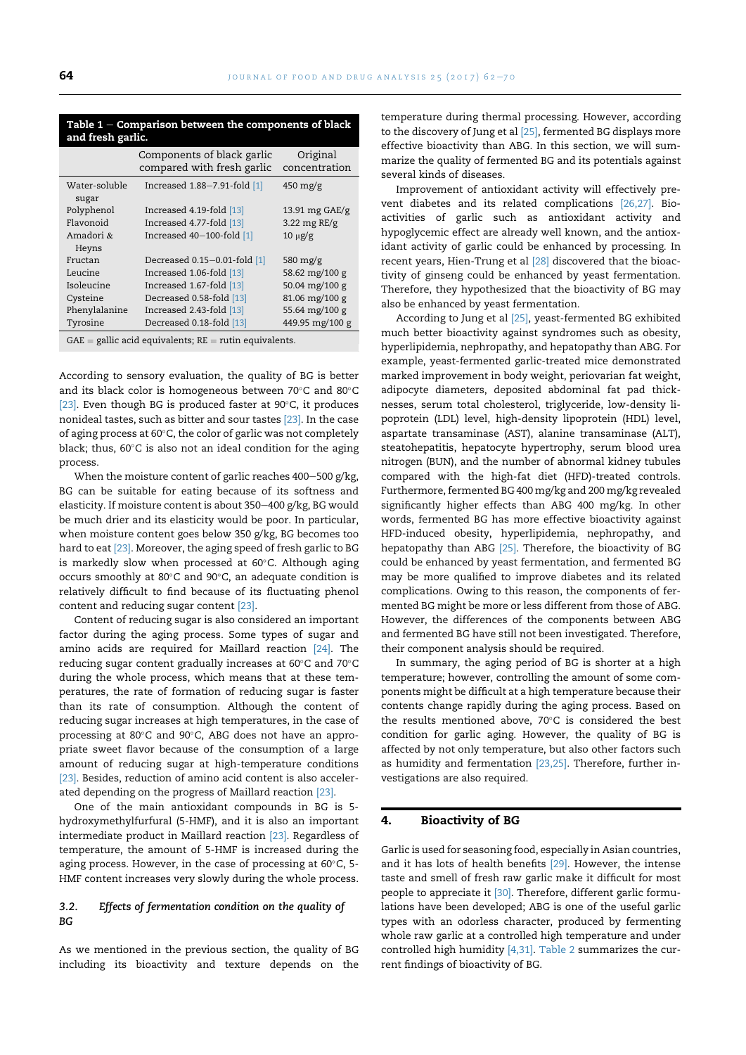**Table 1 – Comparison between the components of black and fresh garlic.**

| | Components of black garlic compared with fresh garlic | Original concentration |
|---|---|---|
| Water-soluble sugar | Increased 1.88–7.91-fold [1] | 450 mg/g |
| Polyphenol | Increased 4.19-fold [13] | 13.91 mg GAE/g |
| Flavonoid | Increased 4.77-fold [13] | 3.22 mg RE/g |
| Amadori & Heyns | Increased 40–100-fold [1] | 10 μg/g |
| Fructan | Decreased 0.15–0.01-fold [1] | 580 mg/g |
| Leucine | Increased 1.06-fold [13] | 58.62 mg/100 g |
| Isoleucine | Increased 1.67-fold [13] | 50.04 mg/100 g |
| Cysteine | Decreased 0.58-fold [13] | 81.06 mg/100 g |
| Phenylalanine | Increased 2.43-fold [13] | 55.64 mg/100 g |
| Tyrosine | Decreased 0.18-fold [13] | 449.95 mg/100 g |

GAE = gallic acid equivalents; RE = rutin equivalents.

According to sensory evaluation, the quality of BG is better and its black color is homogeneous between 70°C and 80°C [23]. Even though BG is produced faster at 90°C, it produces nonideal tastes, such as bitter and sour tastes [23]. In the case of aging process at 60°C, the color of garlic was not completely black; thus, 60°C is also not an ideal condition for the aging process.

When the moisture content of garlic reaches 400–500 g/kg, BG can be suitable for eating because of its softness and elasticity. If moisture content is about 350–400 g/kg, BG would be much drier and its elasticity would be poor. In particular, when moisture content goes below 350 g/kg, BG becomes too hard to eat [23]. Moreover, the aging speed of fresh garlic to BG is markedly slow when processed at 60°C. Although aging occurs smoothly at 80°C and 90°C, an adequate condition is relatively difficult to find because of its fluctuating phenol content and reducing sugar content [23].

Content of reducing sugar is also considered an important factor during the aging process. Some types of sugar and amino acids are required for Maillard reaction [24]. The reducing sugar content gradually increases at 60°C and 70°C during the whole process, which means that at these temperatures, the rate of formation of reducing sugar is faster than its rate of consumption. Although the content of reducing sugar increases at high temperatures, in the case of processing at 80°C and 90°C, ABG does not have an appropriate sweet flavor because of the consumption of a large amount of reducing sugar at high-temperature conditions [23]. Besides, reduction of amino acid content is also accelerated depending on the progress of Maillard reaction [23].

One of the main antioxidant compounds in BG is 5-hydroxymethylfurfural (5-HMF), and it is also an important intermediate product in Maillard reaction [23]. Regardless of temperature, the amount of 5-HMF is increased during the aging process. However, in the case of processing at 60°C, 5-HMF content increases very slowly during the whole process.

### 3.2. *Effects of fermentation condition on the quality of BG*

As we mentioned in the previous section, the quality of BG including its bioactivity and texture depends on the temperature during thermal processing. However, according to the discovery of Jung et al [25], fermented BG displays more effective bioactivity than ABG. In this section, we will summarize the quality of fermented BG and its potentials against several kinds of diseases.

Improvement of antioxidant activity will effectively prevent diabetes and its related complications [26,27]. Bioactivities of garlic such as antioxidant activity and hypoglycemic effect are already well known, and the antioxidant activity of garlic could be enhanced by processing. In recent years, Hien-Trung et al [28] discovered that the bioactivity of ginseng could be enhanced by yeast fermentation. Therefore, they hypothesized that the bioactivity of BG may also be enhanced by yeast fermentation.

According to Jung et al [25], yeast-fermented BG exhibited much better bioactivity against syndromes such as obesity, hyperlipidemia, nephropathy, and hepatopathy than ABG. For example, yeast-fermented garlic-treated mice demonstrated marked improvement in body weight, periovarian fat weight, adipocyte diameters, deposited abdominal fat pad thicknesses, serum total cholesterol, triglyceride, low-density lipoprotein (LDL) level, high-density lipoprotein (HDL) level, aspartate transaminase (AST), alanine transaminase (ALT), steatohepatitis, hepatocyte hypertrophy, serum blood urea nitrogen (BUN), and the number of abnormal kidney tubules compared with the high-fat diet (HFD)-treated controls. Furthermore, fermented BG 400 mg/kg and 200 mg/kg revealed significantly higher effects than ABG 400 mg/kg. In other words, fermented BG has more effective bioactivity against HFD-induced obesity, hyperlipidemia, nephropathy, and hepatopathy than ABG [25]. Therefore, the bioactivity of BG could be enhanced by yeast fermentation, and fermented BG may be more qualified to improve diabetes and its related complications. Owing to this reason, the components of fermented BG might be more or less different from those of ABG. However, the differences of the components between ABG and fermented BG have still not been investigated. Therefore, their component analysis should be required.

In summary, the aging period of BG is shorter at a high temperature; however, controlling the amount of some components might be difficult at a high temperature because their contents change rapidly during the aging process. Based on the results mentioned above, 70°C is considered the best condition for garlic aging. However, the quality of BG is affected by not only temperature, but also other factors such as humidity and fermentation [23,25]. Therefore, further investigations are also required.

## 4. Bioactivity of BG

Garlic is used for seasoning food, especially in Asian countries, and it has lots of health benefits [29]. However, the intense taste and smell of fresh raw garlic make it difficult for most people to appreciate it [30]. Therefore, different garlic formulations have been developed; ABG is one of the useful garlic types with an odorless character, produced by fermenting whole raw garlic at a controlled high temperature and under controlled high humidity [4,31]. Table 2 summarizes the current findings of bioactivity of BG.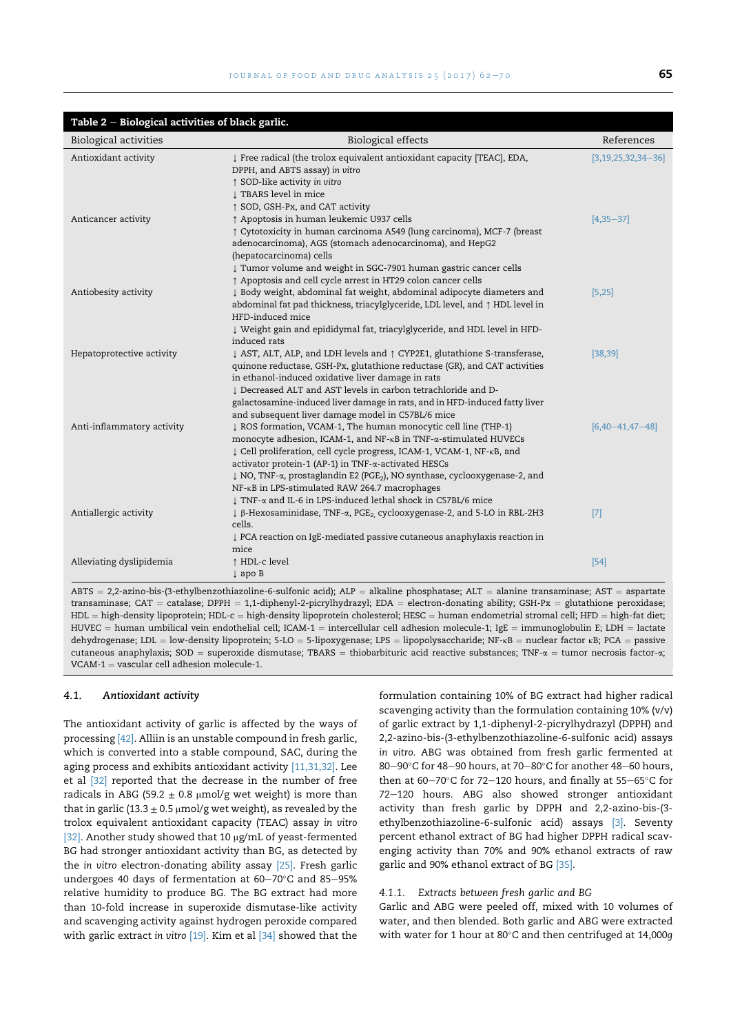**Table 2 – Biological activities of black garlic.**

| Biological activities | Biological effects | References |
|---|---|---|
| Antioxidant activity | ↓ Free radical (the trolox equivalent antioxidant capacity [TEAC], EDA, DPPH, and ABTS assay) *in vitro*<br>↑ SOD-like activity *in vitro*<br>↓ TBARS level in mice<br>↑ SOD, GSH-Px, and CAT activity | [3,19,25,32,34–36] |
| Anticancer activity | ↑ Apoptosis in human leukemic U937 cells<br>↑ Cytotoxicity in human carcinoma A549 (lung carcinoma), MCF-7 (breast adenocarcinoma), AGS (stomach adenocarcinoma), and HepG2 (hepatocarcinoma) cells<br>↓ Tumor volume and weight in SGC-7901 human gastric cancer cells<br>↑ Apoptosis and cell cycle arrest in HT29 colon cancer cells | [4,35–37] |
| Antiobesity activity | ↓ Body weight, abdominal fat weight, abdominal adipocyte diameters and abdominal fat pad thickness, triacylglyceride, LDL level, and ↑ HDL level in HFD-induced mice<br>↓ Weight gain and epididymal fat, triacylglyceride, and HDL level in HFD-induced rats | [5,25] |
| Hepatoprotective activity | ↓ AST, ALT, ALP, and LDH levels and ↑ CYP2E1, glutathione S-transferase, quinone reductase, GSH-Px, glutathione reductase (GR), and CAT activities in ethanol-induced oxidative liver damage in rats<br>↓ Decreased ALT and AST levels in carbon tetrachloride and D-galactosamine-induced liver damage in rats, and in HFD-induced fatty liver and subsequent liver damage model in C57BL/6 mice | [38,39] |
| Anti-inflammatory activity | ↓ ROS formation, VCAM-1, The human monocytic cell line (THP-1) monocyte adhesion, ICAM-1, and NF-κB in TNF-α-stimulated HUVECs<br>↓ Cell proliferation, cell cycle progress, ICAM-1, VCAM-1, NF-κB, and activator protein-1 (AP-1) in TNF-α-activated HESCs<br>↓ NO, TNF-α, prostaglandin E2 ($PGE_2$), NO synthase, cyclooxygenase-2, and NF-κB in LPS-stimulated RAW 264.7 macrophages<br>↓ TNF-α and IL-6 in LPS-induced lethal shock in C57BL/6 mice | [6,40–41,47–48] |
| Antiallergic activity | ↓ β-Hexosaminidase, TNF-α, $PGE_2$, cyclooxygenase-2, and 5-LO in RBL-2H3 cells.<br>↓ PCA reaction on IgE-mediated passive cutaneous anaphylaxis reaction in mice | [7] |
| Alleviating dyslipidemia | ↑ HDL-c level<br>↓ apo B | [54] |

ABTS = 2,2-azino-bis-(3-ethylbenzothiazoline-6-sulfonic acid); ALP = alkaline phosphatase; ALT = alanine transaminase; AST = aspartate transaminase; CAT = catalase; DPPH = 1,1-diphenyl-2-picrylhydrazyl; EDA = electron-donating ability; GSH-Px = glutathione peroxidase; HDL = high-density lipoprotein; HDL-c = high-density lipoprotein cholesterol; HESC = human endometrial stromal cell; HFD = high-fat diet; HUVEC = human umbilical vein endothelial cell; ICAM-1 = intercellular cell adhesion molecule-1; IgE = immunoglobulin E; LDH = lactate dehydrogenase; LDL = low-density lipoprotein; 5-LO = 5-lipoxygenase; LPS = lipopolysaccharide; NF-κB = nuclear factor κB; PCA = passive cutaneous anaphylaxis; SOD = superoxide dismutase; TBARS = thiobarbituric acid reactive substances; TNF-α = tumor necrosis factor-α; VCAM-1 = vascular cell adhesion molecule-1.

### 4.1. *Antioxidant activity*

The antioxidant activity of garlic is affected by the ways of processing [42]. Alliin is an unstable compound in fresh garlic, which is converted into a stable compound, SAC, during the aging process and exhibits antioxidant activity [11,31,32]. Lee et al [32] reported that the decrease in the number of free radicals in ABG (59.2 ± 0.8 μmol/g wet weight) is more than that in garlic (13.3 ± 0.5 μmol/g wet weight), as revealed by the trolox equivalent antioxidant capacity (TEAC) assay *in vitro* [32]. Another study showed that 10 μg/mL of yeast-fermented BG had stronger antioxidant activity than BG, as detected by the *in vitro* electron-donating ability assay [25]. Fresh garlic undergoes 40 days of fermentation at 60–70°C and 85–95% relative humidity to produce BG. The BG extract had more than 10-fold increase in superoxide dismutase-like activity and scavenging activity against hydrogen peroxide compared with garlic extract *in vitro* [19]. Kim et al [34] showed that the formulation containing 10% of BG extract had higher radical scavenging activity than the formulation containing 10% (v/v) of garlic extract by 1,1-diphenyl-2-picrylhydrazyl (DPPH) and 2,2-azino-bis-(3-ethylbenzothiazoline-6-sulfonic acid) assays *in vitro*. ABG was obtained from fresh garlic fermented at 80–90°C for 48–90 hours, at 70–80°C for another 48–60 hours, then at 60–70°C for 72–120 hours, and finally at 55–65°C for 72–120 hours. ABG also showed stronger antioxidant activity than fresh garlic by DPPH and 2,2-azino-bis-(3-ethylbenzothiazoline-6-sulfonic acid) assays [3]. Seventy percent ethanol extract of BG had higher DPPH radical scavenging activity than 70% and 90% ethanol extracts of raw garlic and 90% ethanol extract of BG [35].

#### 4.1.1. *Extracts between fresh garlic and BG*

Garlic and ABG were peeled off, mixed with 10 volumes of water, and then blended. Both garlic and ABG were extracted with water for 1 hour at 80°C and then centrifuged at 14,000*g*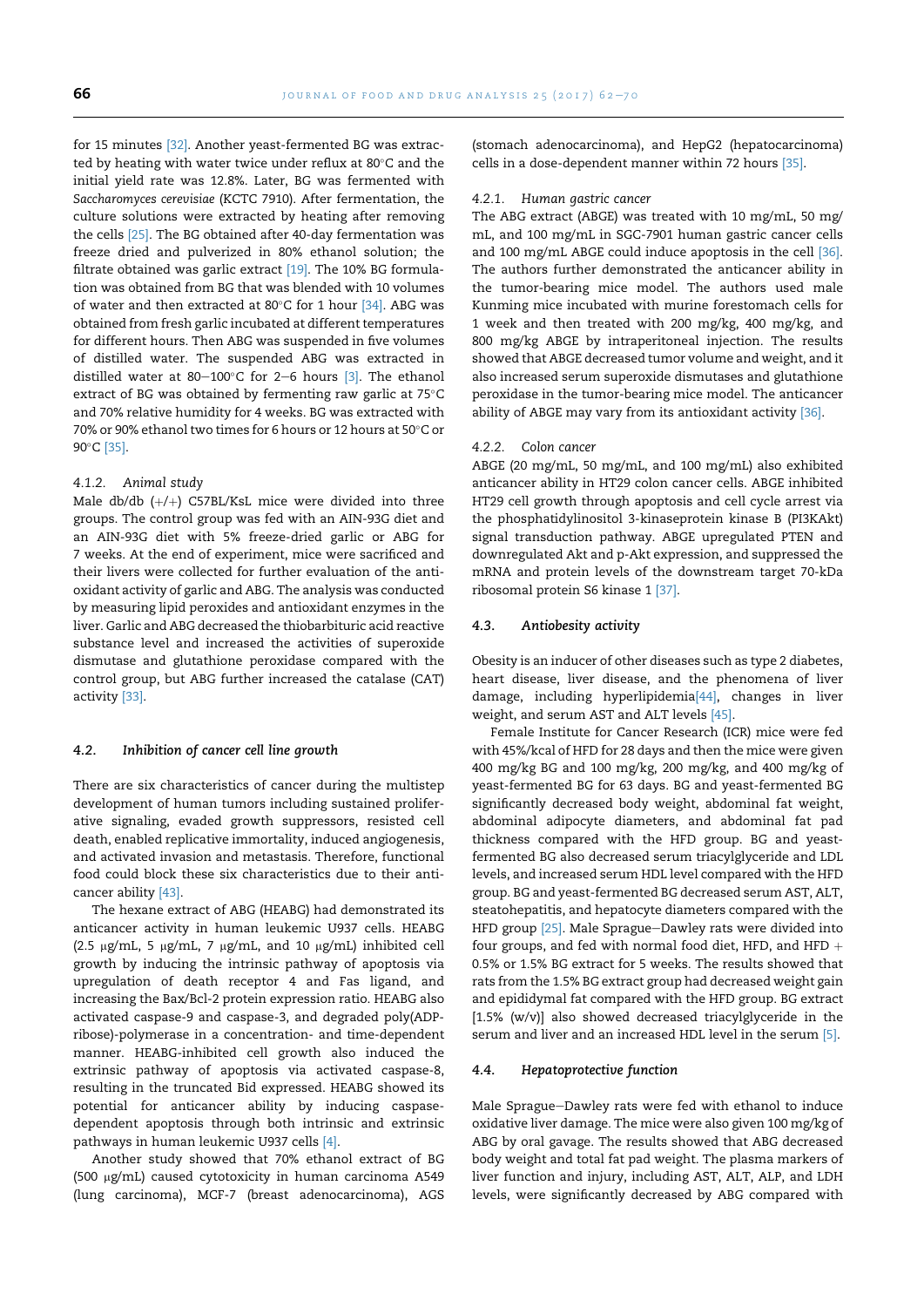for 15 minutes [32]. Another yeast-fermented BG was extracted by heating with water twice under reflux at 80°C and the initial yield rate was 12.8%. Later, BG was fermented with *Saccharomyces cerevisiae* (KCTC 7910). After fermentation, the culture solutions were extracted by heating after removing the cells [25]. The BG obtained after 40-day fermentation was freeze dried and pulverized in 80% ethanol solution; the filtrate obtained was garlic extract [19]. The 10% BG formulation was obtained from BG that was blended with 10 volumes of water and then extracted at 80°C for 1 hour [34]. ABG was obtained from fresh garlic incubated at different temperatures for different hours. Then ABG was suspended in five volumes of distilled water. The suspended ABG was extracted in distilled water at 80–100°C for 2–6 hours [3]. The ethanol extract of BG was obtained by fermenting raw garlic at 75°C and 70% relative humidity for 4 weeks. BG was extracted with 70% or 90% ethanol two times for 6 hours or 12 hours at 50°C or 90°C [35].

#### 4.1.2. Animal study

Male db/db (+/+) C57BL/KsL mice were divided into three groups. The control group was fed with an AIN-93G diet and an AIN-93G diet with 5% freeze-dried garlic or ABG for 7 weeks. At the end of experiment, mice were sacrificed and their livers were collected for further evaluation of the antioxidant activity of garlic and ABG. The analysis was conducted by measuring lipid peroxides and antioxidant enzymes in the liver. Garlic and ABG decreased the thiobarbituric acid reactive substance level and increased the activities of superoxide dismutase and glutathione peroxidase compared with the control group, but ABG further increased the catalase (CAT) activity [33].

### 4.2. Inhibition of cancer cell line growth

There are six characteristics of cancer during the multistep development of human tumors including sustained proliferative signaling, evaded growth suppressors, resisted cell death, enabled replicative immortality, induced angiogenesis, and activated invasion and metastasis. Therefore, functional food could block these six characteristics due to their anticancer ability [43].

The hexane extract of ABG (HEABG) had demonstrated its anticancer activity in human leukemic U937 cells. HEABG (2.5 μg/mL, 5 μg/mL, 7 μg/mL, and 10 μg/mL) inhibited cell growth by inducing the intrinsic pathway of apoptosis via upregulation of death receptor 4 and Fas ligand, and increasing the Bax/Bcl-2 protein expression ratio. HEABG also activated caspase-9 and caspase-3, and degraded poly(ADP-ribose)-polymerase in a concentration- and time-dependent manner. HEABG-inhibited cell growth also induced the extrinsic pathway of apoptosis via activated caspase-8, resulting in the truncated Bid expressed. HEABG showed its potential for anticancer ability by inducing caspase-dependent apoptosis through both intrinsic and extrinsic pathways in human leukemic U937 cells [4].

Another study showed that 70% ethanol extract of BG (500 μg/mL) caused cytotoxicity in human carcinoma A549 (lung carcinoma), MCF-7 (breast adenocarcinoma), AGS (stomach adenocarcinoma), and HepG2 (hepatocarcinoma) cells in a dose-dependent manner within 72 hours [35].

#### 4.2.1. Human gastric cancer

The ABG extract (ABGE) was treated with 10 mg/mL, 50 mg/mL, and 100 mg/mL in SGC-7901 human gastric cancer cells and 100 mg/mL ABGE could induce apoptosis in the cell [36]. The authors further demonstrated the anticancer ability in the tumor-bearing mice model. The authors used male Kunming mice incubated with murine forestomach cells for 1 week and then treated with 200 mg/kg, 400 mg/kg, and 800 mg/kg ABGE by intraperitoneal injection. The results showed that ABGE decreased tumor volume and weight, and it also increased serum superoxide dismutases and glutathione peroxidase in the tumor-bearing mice model. The anticancer ability of ABGE may vary from its antioxidant activity [36].

#### 4.2.2. Colon cancer

ABGE (20 mg/mL, 50 mg/mL, and 100 mg/mL) also exhibited anticancer ability in HT29 colon cancer cells. ABGE inhibited HT29 cell growth through apoptosis and cell cycle arrest via the phosphatidylinositol 3-kinaseprotein kinase B (PI3KAkt) signal transduction pathway. ABGE upregulated PTEN and downregulated Akt and p-Akt expression, and suppressed the mRNA and protein levels of the downstream target 70-kDa ribosomal protein S6 kinase 1 [37].

### 4.3. Antiobesity activity

Obesity is an inducer of other diseases such as type 2 diabetes, heart disease, liver disease, and the phenomena of liver damage, including hyperlipidemia[44], changes in liver weight, and serum AST and ALT levels [45].

Female Institute for Cancer Research (ICR) mice were fed with 45%/kcal of HFD for 28 days and then the mice were given 400 mg/kg BG and 100 mg/kg, 200 mg/kg, and 400 mg/kg of yeast-fermented BG for 63 days. BG and yeast-fermented BG significantly decreased body weight, abdominal fat weight, abdominal adipocyte diameters, and abdominal fat pad thickness compared with the HFD group. BG and yeast-fermented BG also decreased serum triacylglyceride and LDL levels, and increased serum HDL level compared with the HFD group. BG and yeast-fermented BG decreased serum AST, ALT, steatohepatitis, and hepatocyte diameters compared with the HFD group [25]. Male Sprague–Dawley rats were divided into four groups, and fed with normal food diet, HFD, and HFD + 0.5% or 1.5% BG extract for 5 weeks. The results showed that rats from the 1.5% BG extract group had decreased weight gain and epididymal fat compared with the HFD group. BG extract [1.5% (w/v)] also showed decreased triacylglyceride in the serum and liver and an increased HDL level in the serum [5].

### 4.4. Hepatoprotective function

Male Sprague–Dawley rats were fed with ethanol to induce oxidative liver damage. The mice were also given 100 mg/kg of ABG by oral gavage. The results showed that ABG decreased body weight and total fat pad weight. The plasma markers of liver function and injury, including AST, ALT, ALP, and LDH levels, were significantly decreased by ABG compared with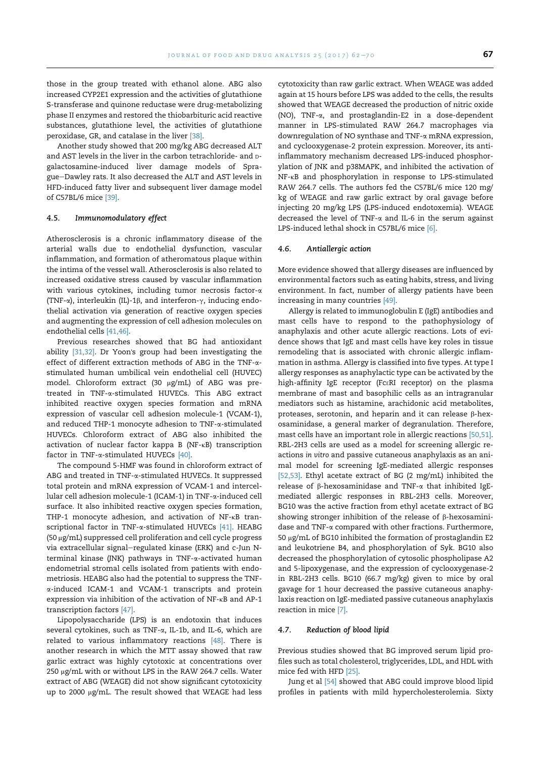those in the group treated with ethanol alone. ABG also increased CYP2E1 expression and the activities of glutathione S-transferase and quinone reductase were drug-metabolizing phase II enzymes and restored the thiobarbituric acid reactive substances, glutathione level, the activities of glutathione peroxidase, GR, and catalase in the liver [38].

Another study showed that 200 mg/kg ABG decreased ALT and AST levels in the liver in the carbon tetrachloride- and D-galactosamine-induced liver damage models of Sprague–Dawley rats. It also decreased the ALT and AST levels in HFD-induced fatty liver and subsequent liver damage model of C57BL/6 mice [39].

### 4.5. *Immunomodulatory effect*

Atherosclerosis is a chronic inflammatory disease of the arterial walls due to endothelial dysfunction, vascular inflammation, and formation of atheromatous plaque within the intima of the vessel wall. Atherosclerosis is also related to increased oxidative stress caused by vascular inflammation with various cytokines, including tumor necrosis factor-α (TNF-α), interleukin (IL)-1β, and interferon-γ, inducing endothelial activation via generation of reactive oxygen species and augmenting the expression of cell adhesion molecules on endothelial cells [41,46].

Previous researches showed that BG had antioxidant ability [31,32]. Dr Yoon's group had been investigating the effect of different extraction methods of ABG in the TNF-α-stimulated human umbilical vein endothelial cell (HUVEC) model. Chloroform extract (30 μg/mL) of ABG was pretreated in TNF-α-stimulated HUVECs. This ABG extract inhibited reactive oxygen species formation and mRNA expression of vascular cell adhesion molecule-1 (VCAM-1), and reduced THP-1 monocyte adhesion to TNF-α-stimulated HUVECs. Chloroform extract of ABG also inhibited the activation of nuclear factor kappa B (NF-κB) transcription factor in TNF-α-stimulated HUVECs [40].

The compound 5-HMF was found in chloroform extract of ABG and treated in TNF-α-stimulated HUVECs. It suppressed total protein and mRNA expression of VCAM-1 and intercellular cell adhesion molecule-1 (ICAM-1) in TNF-α-induced cell surface. It also inhibited reactive oxygen species formation, THP-1 monocyte adhesion, and activation of NF-κB transcriptional factor in TNF-α-stimulated HUVECs [41]. HEABG (50 μg/mL) suppressed cell proliferation and cell cycle progress via extracellular signal–regulated kinase (ERK) and c-Jun N-terminal kinase (JNK) pathways in TNF-α-activated human endometrial stromal cells isolated from patients with endometriosis. HEABG also had the potential to suppress the TNF-α-induced ICAM-1 and VCAM-1 transcripts and protein expression via inhibition of the activation of NF-κB and AP-1 transcription factors [47].

Lipopolysaccharide (LPS) is an endotoxin that induces several cytokines, such as TNF-α, IL-1b, and IL-6, which are related to various inflammatory reactions [48]. There is another research in which the MTT assay showed that raw garlic extract was highly cytotoxic at concentrations over 250 μg/mL with or without LPS in the RAW 264.7 cells. Water extract of ABG (WEAGE) did not show significant cytotoxicity up to 2000 μg/mL. The result showed that WEAGE had less cytotoxicity than raw garlic extract. When WEAGE was added again at 15 hours before LPS was added to the cells, the results showed that WEAGE decreased the production of nitric oxide (NO), TNF-α, and prostaglandin-E2 in a dose-dependent manner in LPS-stimulated RAW 264.7 macrophages via downregulation of NO synthase and TNF-α mRNA expression, and cyclooxygenase-2 protein expression. Moreover, its anti-inflammatory mechanism decreased LPS-induced phosphorylation of JNK and p38MAPK, and inhibited the activation of NF-κB and phosphorylation in response to LPS-stimulated RAW 264.7 cells. The authors fed the C57BL/6 mice 120 mg/kg of WEAGE and raw garlic extract by oral gavage before injecting 20 mg/kg LPS (LPS-induced endotoxemia). WEAGE decreased the level of TNF-α and IL-6 in the serum against LPS-induced lethal shock in C57BL/6 mice [6].

### 4.6. *Antiallergic action*

More evidence showed that allergy diseases are influenced by environmental factors such as eating habits, stress, and living environment. In fact, number of allergy patients have been increasing in many countries [49].

Allergy is related to immunoglobulin E (IgE) antibodies and mast cells have to respond to the pathophysiology of anaphylaxis and other acute allergic reactions. Lots of evidence shows that IgE and mast cells have key roles in tissue remodeling that is associated with chronic allergic inflammation in asthma. Allergy is classified into five types. At type I allergy responses as anaphylactic type can be activated by the high-affinity IgE receptor (FcεRI receptor) on the plasma membrane of mast and basophilic cells as an intragranular mediators such as histamine, arachidonic acid metabolites, proteases, serotonin, and heparin and it can release β-hexosaminidase, a general marker of degranulation. Therefore, mast cells have an important role in allergic reactions [50,51]. RBL-2H3 cells are used as a model for screening allergic reactions *in vitro* and passive cutaneous anaphylaxis as an animal model for screening IgE-mediated allergic responses [52,53]. Ethyl acetate extract of BG (2 mg/mL) inhibited the release of β-hexosaminidase and TNF-α that inhibited IgE-mediated allergic responses in RBL-2H3 cells. Moreover, BG10 was the active fraction from ethyl acetate extract of BG showing stronger inhibition of the release of β-hexosaminidase and TNF-α compared with other fractions. Furthermore, 50 μg/mL of BG10 inhibited the formation of prostaglandin E2 and leukotriene B4, and phosphorylation of Syk. BG10 also decreased the phosphorylation of cytosolic phospholipase A2 and 5-lipoxygenase, and the expression of cyclooxygenase-2 in RBL-2H3 cells. BG10 (66.7 mg/kg) given to mice by oral gavage for 1 hour decreased the passive cutaneous anaphylaxis reaction on IgE-mediated passive cutaneous anaphylaxis reaction in mice [7].

### 4.7. *Reduction of blood lipid*

Previous studies showed that BG improved serum lipid profiles such as total cholesterol, triglycerides, LDL, and HDL with mice fed with HFD [25].

Jung et al [54] showed that ABG could improve blood lipid profiles in patients with mild hypercholesterolemia. Sixty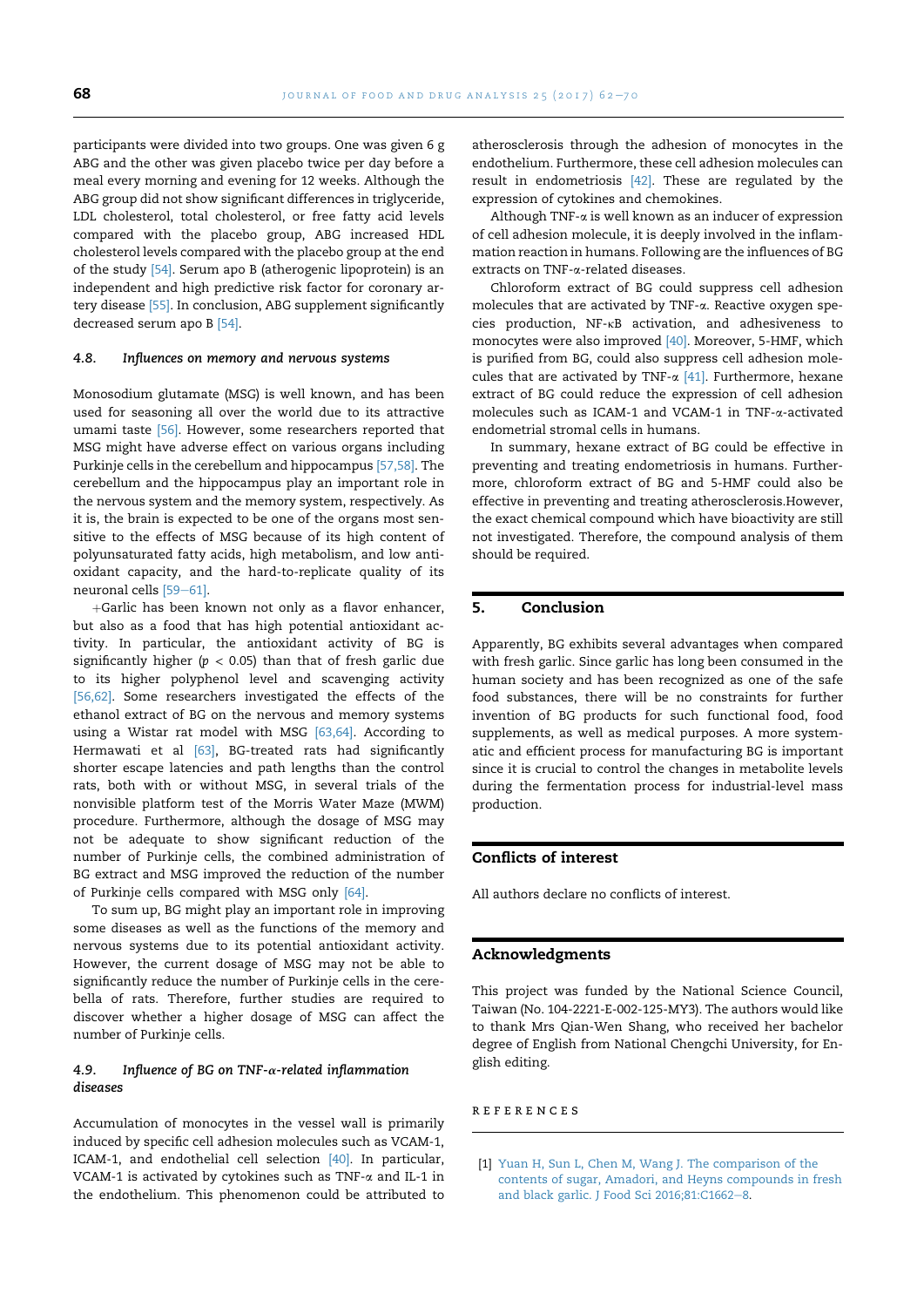participants were divided into two groups. One was given 6 g ABG and the other was given placebo twice per day before a meal every morning and evening for 12 weeks. Although the ABG group did not show significant differences in triglyceride, LDL cholesterol, total cholesterol, or free fatty acid levels compared with the placebo group, ABG increased HDL cholesterol levels compared with the placebo group at the end of the study [54]. Serum apo B (atherogenic lipoprotein) is an independent and high predictive risk factor for coronary artery disease [55]. In conclusion, ABG supplement significantly decreased serum apo B [54].

### 4.8. Influences on memory and nervous systems

Monosodium glutamate (MSG) is well known, and has been used for seasoning all over the world due to its attractive umami taste [56]. However, some researchers reported that MSG might have adverse effect on various organs including Purkinje cells in the cerebellum and hippocampus [57,58]. The cerebellum and the hippocampus play an important role in the nervous system and the memory system, respectively. As it is, the brain is expected to be one of the organs most sensitive to the effects of MSG because of its high content of polyunsaturated fatty acids, high metabolism, and low antioxidant capacity, and the hard-to-replicate quality of its neuronal cells [59–61].

+Garlic has been known not only as a flavor enhancer, but also as a food that has high potential antioxidant activity. In particular, the antioxidant activity of BG is significantly higher ($p < 0.05$) than that of fresh garlic due to its higher polyphenol level and scavenging activity [56,62]. Some researchers investigated the effects of the ethanol extract of BG on the nervous and memory systems using a Wistar rat model with MSG [63,64]. According to Hermawati et al [63], BG-treated rats had significantly shorter escape latencies and path lengths than the control rats, both with or without MSG, in several trials of the nonvisible platform test of the Morris Water Maze (MWM) procedure. Furthermore, although the dosage of MSG may not be adequate to show significant reduction of the number of Purkinje cells, the combined administration of BG extract and MSG improved the reduction of the number of Purkinje cells compared with MSG only [64].

To sum up, BG might play an important role in improving some diseases as well as the functions of the memory and nervous systems due to its potential antioxidant activity. However, the current dosage of MSG may not be able to significantly reduce the number of Purkinje cells in the cerebella of rats. Therefore, further studies are required to discover whether a higher dosage of MSG can affect the number of Purkinje cells.

### 4.9. Influence of BG on TNF-α-related inflammation diseases

Accumulation of monocytes in the vessel wall is primarily induced by specific cell adhesion molecules such as VCAM-1, ICAM-1, and endothelial cell selection [40]. In particular, VCAM-1 is activated by cytokines such as TNF-α and IL-1 in the endothelium. This phenomenon could be attributed to atherosclerosis through the adhesion of monocytes in the endothelium. Furthermore, these cell adhesion molecules can result in endometriosis [42]. These are regulated by the expression of cytokines and chemokines.

Although TNF-α is well known as an inducer of expression of cell adhesion molecule, it is deeply involved in the inflammation reaction in humans. Following are the influences of BG extracts on TNF-α-related diseases.

Chloroform extract of BG could suppress cell adhesion molecules that are activated by TNF-α. Reactive oxygen species production, NF-κB activation, and adhesiveness to monocytes were also improved [40]. Moreover, 5-HMF, which is purified from BG, could also suppress cell adhesion molecules that are activated by TNF-α [41]. Furthermore, hexane extract of BG could reduce the expression of cell adhesion molecules such as ICAM-1 and VCAM-1 in TNF-α-activated endometrial stromal cells in humans.

In summary, hexane extract of BG could be effective in preventing and treating endometriosis in humans. Furthermore, chloroform extract of BG and 5-HMF could also be effective in preventing and treating atherosclerosis.However, the exact chemical compound which have bioactivity are still not investigated. Therefore, the compound analysis of them should be required.

## 5. Conclusion

Apparently, BG exhibits several advantages when compared with fresh garlic. Since garlic has long been consumed in the human society and has been recognized as one of the safe food substances, there will be no constraints for further invention of BG products for such functional food, food supplements, as well as medical purposes. A more systematic and efficient process for manufacturing BG is important since it is crucial to control the changes in metabolite levels during the fermentation process for industrial-level mass production.

## Conflicts of interest

All authors declare no conflicts of interest.

## Acknowledgments

This project was funded by the National Science Council, Taiwan (No. 104-2221-E-002-125-MY3). The authors would like to thank Mrs Qian-Wen Shang, who received her bachelor degree of English from National Chengchi University, for English editing.

## REFERENCES

[1] Yuan H, Sun L, Chen M, Wang J. The comparison of the contents of sugar, Amadori, and Heyns compounds in fresh and black garlic. J Food Sci 2016;81:C1662–8.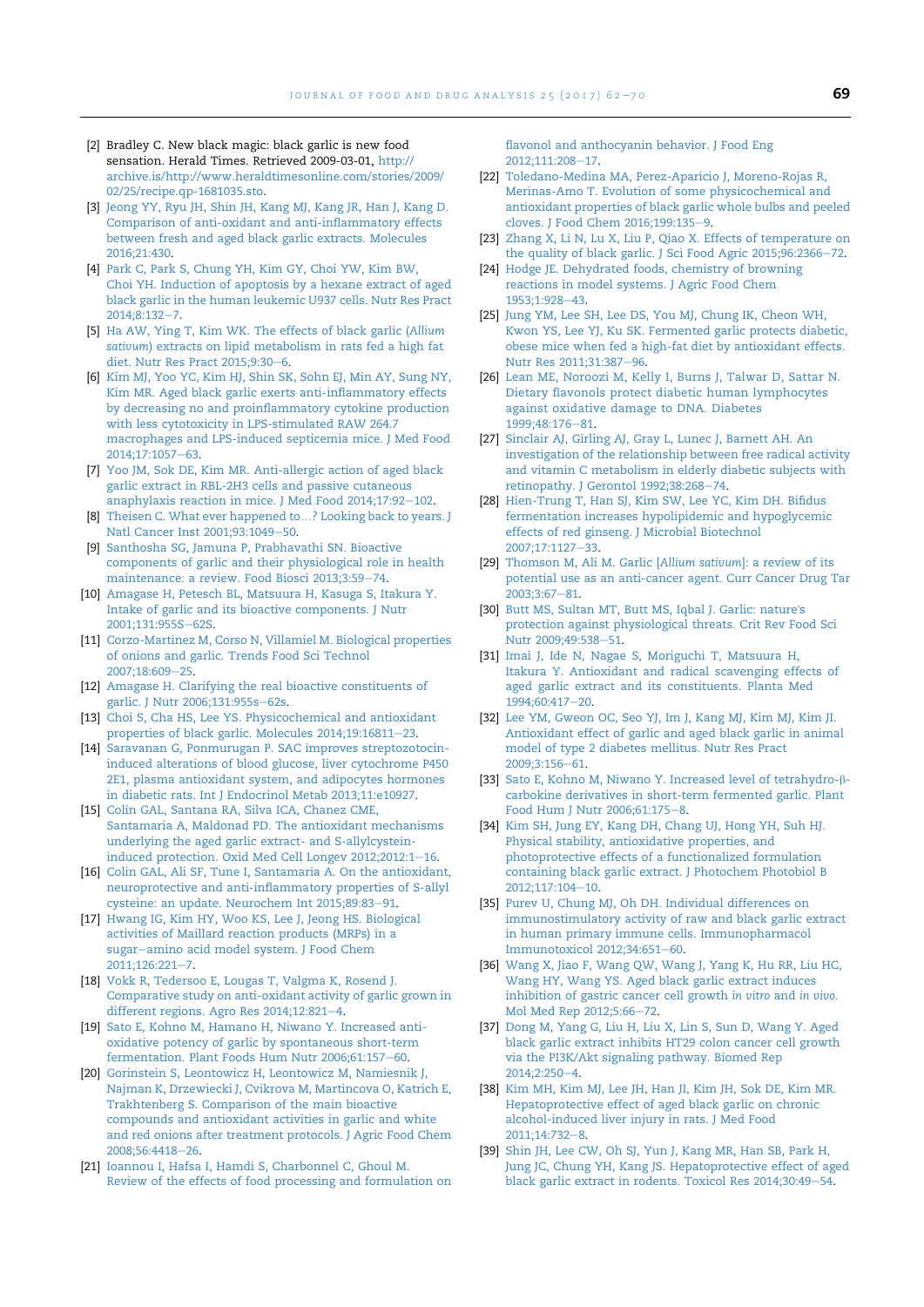[2] Bradley C. New black magic: black garlic is new food sensation. Herald Times. Retrieved 2009-03-01, http://archive.is/http://www.heraldtimesonline.com/stories/2009/02/25/recipe.qp-1681035.sto.

[3] Jeong YY, Ryu JH, Shin JH, Kang MJ, Kang JR, Han J, Kang D. Comparison of anti-oxidant and anti-inflammatory effects between fresh and aged black garlic extracts. Molecules 2016;21:430.

[4] Park C, Park S, Chung YH, Kim GY, Choi YW, Kim BW, Choi YH. Induction of apoptosis by a hexane extract of aged black garlic in the human leukemic U937 cells. Nutr Res Pract 2014;8:132–7.

[5] Ha AW, Ying T, Kim WK. The effects of black garlic (*Allium sativum*) extracts on lipid metabolism in rats fed a high fat diet. Nutr Res Pract 2015;9:30–6.

[6] Kim MJ, Yoo YC, Kim HJ, Shin SK, Sohn EJ, Min AY, Sung NY, Kim MR. Aged black garlic exerts anti-inflammatory effects by decreasing no and proinflammatory cytokine production with less cytotoxicity in LPS-stimulated RAW 264.7 macrophages and LPS-induced septicemia mice. J Med Food 2014;17:1057–63.

[7] Yoo JM, Sok DE, Kim MR. Anti-allergic action of aged black garlic extract in RBL-2H3 cells and passive cutaneous anaphylaxis reaction in mice. J Med Food 2014;17:92–102.

[8] Theisen C. What ever happened to…? Looking back to years. J Natl Cancer Inst 2001;93:1049–50.

[9] Santhosha SG, Jamuna P, Prabhavathi SN. Bioactive components of garlic and their physiological role in health maintenance: a review. Food Biosci 2013;3:59–74.

[10] Amagase H, Petesch BL, Matsuura H, Kasuga S, Itakura Y. Intake of garlic and its bioactive components. J Nutr 2001;131:955S–62S.

[11] Corzo-Martinez M, Corso N, Villamiel M. Biological properties of onions and garlic. Trends Food Sci Technol 2007;18:609–25.

[12] Amagase H. Clarifying the real bioactive constituents of garlic. J Nutr 2006;131:955s–62s.

[13] Choi S, Cha HS, Lee YS. Physicochemical and antioxidant properties of black garlic. Molecules 2014;19:16811–23.

[14] Saravanan G, Ponmurugan P. SAC improves streptozotocin-induced alterations of blood glucose, liver cytochrome P450 2E1, plasma antioxidant system, and adipocytes hormones in diabetic rats. Int J Endocrinol Metab 2013;11:e10927.

[15] Colin GAL, Santana RA, Silva ICA, Chanez CME, Santamaria A, Maldonad PD. The antioxidant mechanisms underlying the aged garlic extract- and S-allylcystein-induced protection. Oxid Med Cell Longev 2012;2012:1–16.

[16] Colin GAL, Ali SF, Tune I, Santamaria A. On the antioxidant, neuroprotective and anti-inflammatory properties of S-allyl cysteine: an update. Neurochem Int 2015;89:83–91.

[17] Hwang IG, Kim HY, Woo KS, Lee J, Jeong HS. Biological activities of Maillard reaction products (MRPs) in a sugar–amino acid model system. J Food Chem 2011;126:221–7.

[18] Vokk R, Tedersoo E, Lougas T, Valgma K, Rosend J. Comparative study on anti-oxidant activity of garlic grown in different regions. Agro Res 2014;12:821–4.

[19] Sato E, Kohno M, Hamano H, Niwano Y. Increased anti-oxidative potency of garlic by spontaneous short-term fermentation. Plant Foods Hum Nutr 2006;61:157–60.

[20] Gorinstein S, Leontowicz H, Leontowicz M, Namiesnik J, Najman K, Drzewiecki J, Cvikrova M, Martincova O, Katrich E, Trakhtenberg S. Comparison of the main bioactive compounds and antioxidant activities in garlic and white and red onions after treatment protocols. J Agric Food Chem 2008;56:4418–26.

[21] Ioannou I, Hafsa I, Hamdi S, Charbonnel C, Ghoul M. Review of the effects of food processing and formulation on flavonol and anthocyanin behavior. J Food Eng 2012;111:208–17.

[22] Toledano-Medina MA, Perez-Aparicio J, Moreno-Rojas R, Merinas-Amo T. Evolution of some physicochemical and antioxidant properties of black garlic whole bulbs and peeled cloves. J Food Chem 2016;199:135–9.

[23] Zhang X, Li N, Lu X, Liu P, Qiao X. Effects of temperature on the quality of black garlic. J Sci Food Agric 2015;96:2366–72.

[24] Hodge JE. Dehydrated foods, chemistry of browning reactions in model systems. J Agric Food Chem 1953;1:928–43.

[25] Jung YM, Lee SH, Lee DS, You MJ, Chung IK, Cheon WH, Kwon YS, Lee YJ, Ku SK. Fermented garlic protects diabetic, obese mice when fed a high-fat diet by antioxidant effects. Nutr Res 2011;31:387–96.

[26] Lean ME, Noroozi M, Kelly I, Burns J, Talwar D, Sattar N. Dietary flavonols protect diabetic human lymphocytes against oxidative damage to DNA. Diabetes 1999;48:176–81.

[27] Sinclair AJ, Girling AJ, Gray L, Lunec J, Barnett AH. An investigation of the relationship between free radical activity and vitamin C metabolism in elderly diabetic subjects with retinopathy. J Gerontol 1992;38:268–74.

[28] Hien-Trung T, Han SJ, Kim SW, Lee YC, Kim DH. Bifidus fermentation increases hypolipidemic and hypoglycemic effects of red ginseng. J Microbial Biotechnol 2007;17:1127–33.

[29] Thomson M, Ali M. Garlic [*Allium sativum*]: a review of its potential use as an anti-cancer agent. Curr Cancer Drug Tar 2003;3:67–81.

[30] Butt MS, Sultan MT, Butt MS, Iqbal J. Garlic: nature's protection against physiological threats. Crit Rev Food Sci Nutr 2009;49:538–51.

[31] Imai J, Ide N, Nagae S, Moriguchi T, Matsuura H, Itakura Y. Antioxidant and radical scavenging effects of aged garlic extract and its constituents. Planta Med 1994;60:417–20.

[32] Lee YM, Gweon OC, Seo YJ, Im J, Kang MJ, Kim MJ, Kim JI. Antioxidant effect of garlic and aged black garlic in animal model of type 2 diabetes mellitus. Nutr Res Pract 2009;3:156–61.

[33] Sato E, Kohno M, Niwano Y. Increased level of tetrahydro-β-carbokine derivatives in short-term fermented garlic. Plant Food Hum J Nutr 2006;61:175–8.

[34] Kim SH, Jung EY, Kang DH, Chang UJ, Hong YH, Suh HJ. Physical stability, antioxidative properties, and photoprotective effects of a functionalized formulation containing black garlic extract. J Photochem Photobiol B 2012;117:104–10.

[35] Purev U, Chung MJ, Oh DH. Individual differences on immunostimulatory activity of raw and black garlic extract in human primary immune cells. Immunopharmacol Immunotoxicol 2012;34:651–60.

[36] Wang X, Jiao F, Wang QW, Wang J, Yang K, Hu RR, Liu HC, Wang HY, Wang YS. Aged black garlic extract induces inhibition of gastric cancer cell growth *in vitro* and *in vivo*. Mol Med Rep 2012;5:66–72.

[37] Dong M, Yang G, Liu H, Liu X, Lin S, Sun D, Wang Y. Aged black garlic extract inhibits HT29 colon cancer cell growth via the PI3K/Akt signaling pathway. Biomed Rep 2014;2:250–4.

[38] Kim MH, Kim MJ, Lee JH, Han JI, Kim JH, Sok DE, Kim MR. Hepatoprotective effect of aged black garlic on chronic alcohol-induced liver injury in rats. J Med Food 2011;14:732–8.

[39] Shin JH, Lee CW, Oh SJ, Yun J, Kang MR, Han SB, Park H, Jung JC, Chung YH, Kang JS. Hepatoprotective effect of aged black garlic extract in rodents. Toxicol Res 2014;30:49–54.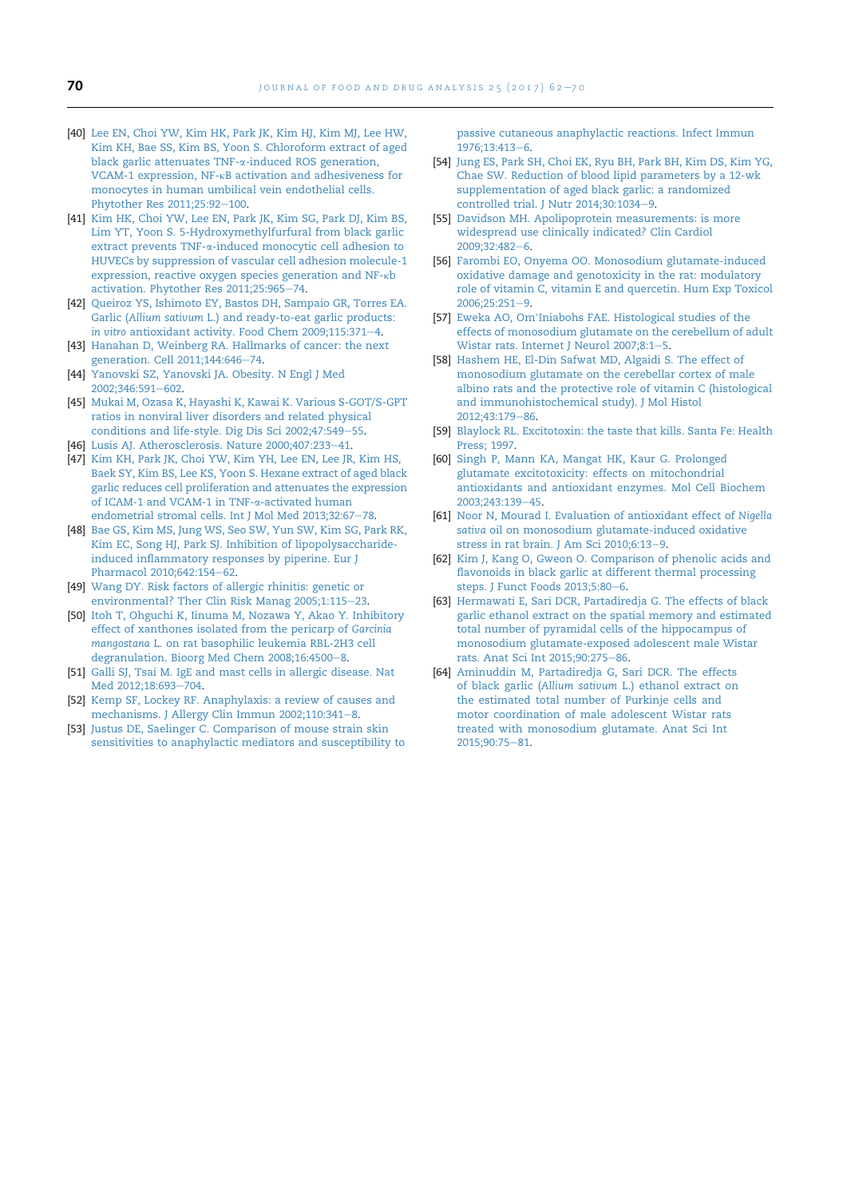[40] Lee EN, Choi YW, Kim HK, Park JK, Kim HJ, Kim MJ, Lee HW, Kim KH, Bae SS, Kim BS, Yoon S. Chloroform extract of aged black garlic attenuates TNF-α-induced ROS generation, VCAM-1 expression, NF-κB activation and adhesiveness for monocytes in human umbilical vein endothelial cells. Phytother Res 2011;25:92–100.

[41] Kim HK, Choi YW, Lee EN, Park JK, Kim SG, Park DJ, Kim BS, Lim YT, Yoon S. 5-Hydroxymethylfurfural from black garlic extract prevents TNF-α-induced monocytic cell adhesion to HUVECs by suppression of vascular cell adhesion molecule-1 expression, reactive oxygen species generation and NF-κb activation. Phytother Res 2011;25:965–74.

[42] Queiroz YS, Ishimoto EY, Bastos DH, Sampaio GR, Torres EA. Garlic (*Allium sativum* L.) and ready-to-eat garlic products: *in vitro* antioxidant activity. Food Chem 2009;115:371–4.

[43] Hanahan D, Weinberg RA. Hallmarks of cancer: the next generation. Cell 2011;144:646–74.

[44] Yanovski SZ, Yanovski JA. Obesity. N Engl J Med 2002;346:591–602.

[45] Mukai M, Ozasa K, Hayashi K, Kawai K. Various S-GOT/S-GPT ratios in nonviral liver disorders and related physical conditions and life-style. Dig Dis Sci 2002;47:549–55.

[46] Lusis AJ. Atherosclerosis. Nature 2000;407:233–41.

[47] Kim KH, Park JK, Choi YW, Kim YH, Lee EN, Lee JR, Kim HS, Baek SY, Kim BS, Lee KS, Yoon S. Hexane extract of aged black garlic reduces cell proliferation and attenuates the expression of ICAM-1 and VCAM-1 in TNF-α-activated human endometrial stromal cells. Int J Mol Med 2013;32:67–78.

[48] Bae GS, Kim MS, Jung WS, Seo SW, Yun SW, Kim SG, Park RK, Kim EC, Song HJ, Park SJ. Inhibition of lipopolysaccharide-induced inflammatory responses by piperine. Eur J Pharmacol 2010;642:154–62.

[49] Wang DY. Risk factors of allergic rhinitis: genetic or environmental? Ther Clin Risk Manag 2005;1:115–23.

[50] Itoh T, Ohguchi K, Iinuma M, Nozawa Y, Akao Y. Inhibitory effect of xanthones isolated from the pericarp of *Garcinia mangostana* L. on rat basophilic leukemia RBL-2H3 cell degranulation. Bioorg Med Chem 2008;16:4500–8.

[51] Galli SJ, Tsai M. IgE and mast cells in allergic disease. Nat Med 2012;18:693–704.

[52] Kemp SF, Lockey RF. Anaphylaxis: a review of causes and mechanisms. J Allergy Clin Immun 2002;110:341–8.

[53] Justus DE, Saelinger C. Comparison of mouse strain skin sensitivities to anaphylactic mediators and susceptibility to passive cutaneous anaphylactic reactions. Infect Immun 1976;13:413–6.

[54] Jung ES, Park SH, Choi EK, Ryu BH, Park BH, Kim DS, Kim YG, Chae SW. Reduction of blood lipid parameters by a 12-wk supplementation of aged black garlic: a randomized controlled trial. J Nutr 2014;30:1034–9.

[55] Davidson MH. Apolipoprotein measurements: is more widespread use clinically indicated? Clin Cardiol 2009;32:482–6.

[56] Farombi EO, Onyema OO. Monosodium glutamate-induced oxidative damage and genotoxicity in the rat: modulatory role of vitamin C, vitamin E and quercetin. Hum Exp Toxicol 2006;25:251–9.

[57] Eweka AO, Om'Iniabohs FAE. Histological studies of the effects of monosodium glutamate on the cerebellum of adult Wistar rats. Internet J Neurol 2007;8:1–5.

[58] Hashem HE, El-Din Safwat MD, Algaidi S. The effect of monosodium glutamate on the cerebellar cortex of male albino rats and the protective role of vitamin C (histological and immunohistochemical study). J Mol Histol 2012;43:179–86.

[59] Blaylock RL. Excitotoxin: the taste that kills. Santa Fe: Health Press; 1997.

[60] Singh P, Mann KA, Mangat HK, Kaur G. Prolonged glutamate excitotoxicity: effects on mitochondrial antioxidants and antioxidant enzymes. Mol Cell Biochem 2003;243:139–45.

[61] Noor N, Mourad I. Evaluation of antioxidant effect of *Nigella sativa* oil on monosodium glutamate-induced oxidative stress in rat brain. J Am Sci 2010;6:13–9.

[62] Kim J, Kang O, Gweon O. Comparison of phenolic acids and flavonoids in black garlic at different thermal processing steps. J Funct Foods 2013;5:80–6.

[63] Hermawati E, Sari DCR, Partadiredja G. The effects of black garlic ethanol extract on the spatial memory and estimated total number of pyramidal cells of the hippocampus of monosodium glutamate-exposed adolescent male Wistar rats. Anat Sci Int 2015;90:275–86.

[64] Aminuddin M, Partadiredja G, Sari DCR. The effects of black garlic (*Allium sativum* L.) ethanol extract on the estimated total number of Purkinje cells and motor coordination of male adolescent Wistar rats treated with monosodium glutamate. Anat Sci Int 2015;90:75–81.